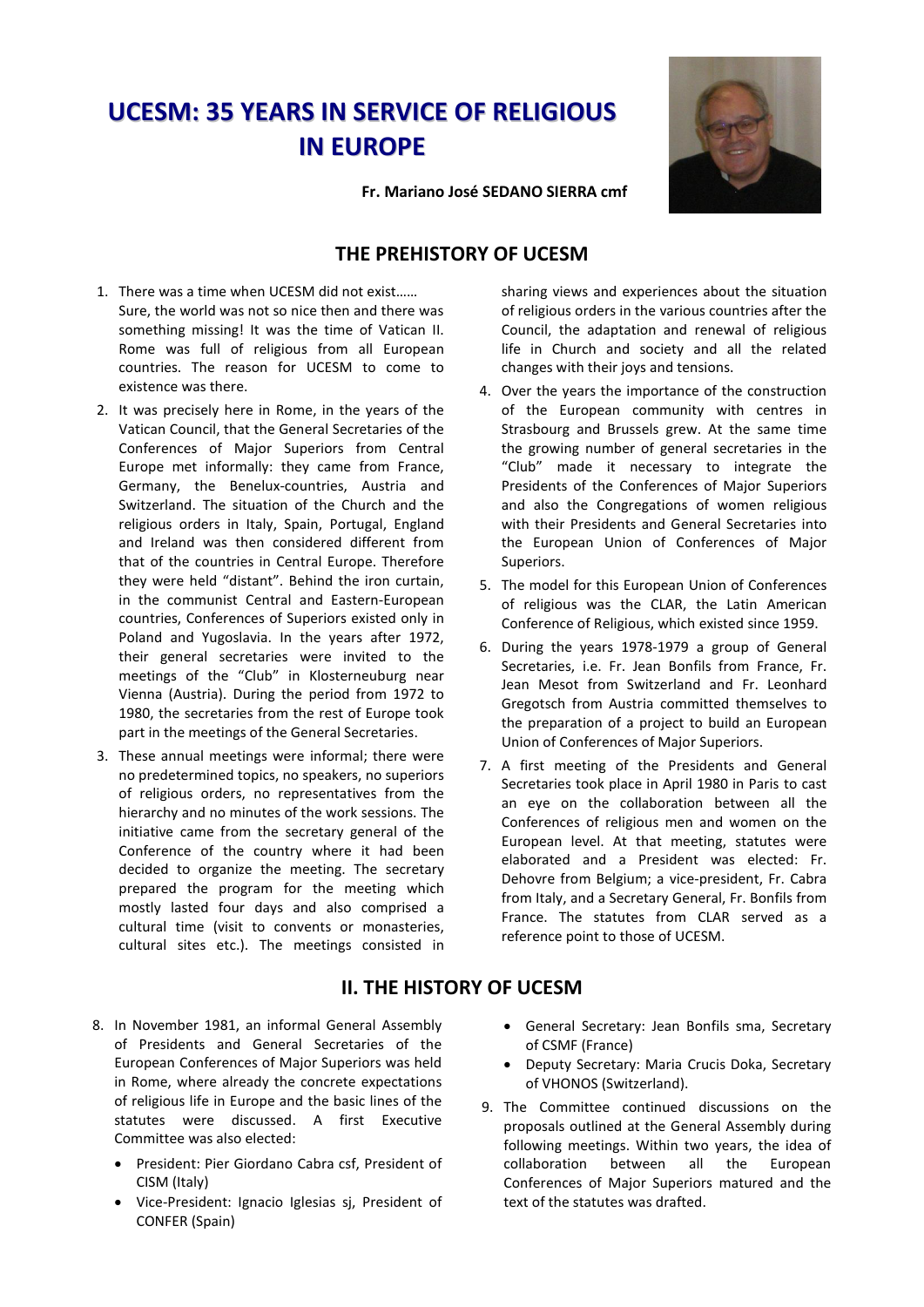# UCESM: 35 YEARS IN SERVICE OF RELIGIOUS IN EUROPE

**Fr. Mariano José SEDANO SIERRA cmf**

## THE PREHISTORY OF UCESM

1. There was a time when UCESM did not exist…… Sure, the world was not so nice then and there was something missing! It was the time of Vatican II. Rome was full of religious from all European countries. The reason for UCESM to come to existence was there.

2. It was precisely here in Rome, in the years of the Vatican Council, that the General Secretaries of the Conferences of Major Superiors from Central Europe met informally: they came from France, Germany, the Benelux-countries, Austria and Switzerland. The situation of the Church and the religious orders in Italy, Spain, Portugal, England and Ireland was then considered different from that of the countries in Central Europe. Therefore they were held "distant". Behind the iron curtain, in the communist Central and Eastern-European countries, Conferences of Superiors existed only in Poland and Yugoslavia. In the years after 1972, their general secretaries were invited to the meetings of the "Club" in Klosterneuburg near Vienna (Austria). During the period from 1972 to 1980, the secretaries from the rest of Europe took part in the meetings of the General Secretaries.

3. These annual meetings were informal; there were no predetermined topics, no speakers, no superiors of religious orders, no representatives from the hierarchy and no minutes of the work sessions. The initiative came from the secretary general of the Conference of the country where it had been decided to organize the meeting. The secretary prepared the program for the meeting which mostly lasted four days and also comprised a cultural time (visit to convents or monasteries, cultural sites etc.). The meetings consisted in sharing views and experiences about the situation of religious orders in the various countries after the Council, the adaptation and renewal of religious life in Church and society and all the related changes with their joys and tensions.

4. Over the years the importance of the construction of the European community with centres in Strasbourg and Brussels grew. At the same time the growing number of general secretaries in the "Club" made it necessary to integrate the Presidents of the Conferences of Major Superiors and also the Congregations of women religious with their Presidents and General Secretaries into the European Union of Conferences of Major Superiors.

5. The model for this European Union of Conferences of religious was the CLAR, the Latin American Conference of Religious, which existed since 1959.

6. During the years 1978-1979 a group of General Secretaries, i.e. Fr. Jean Bonfils from France, Fr. Jean Mesot from Switzerland and Fr. Leonhard Gregotsch from Austria committed themselves to the preparation of a project to build an European Union of Conferences of Major Superiors.

7. A first meeting of the Presidents and General Secretaries took place in April 1980 in Paris to cast an eye on the collaboration between all the Conferences of religious men and women on the European level. At that meeting, statutes were elaborated and a President was elected: Fr. Dehovre from Belgium; a vice-president, Fr. Cabra from Italy, and a Secretary General, Fr. Bonfils from France. The statutes from CLAR served as a reference point to those of UCESM.

## II. THE HISTORY OF UCESM

8. In November 1981, an informal General Assembly of Presidents and General Secretaries of the European Conferences of Major Superiors was held in Rome, where already the concrete expectations of religious life in Europe and the basic lines of the statutes were discussed. A first Executive Committee was also elected:
   - President: Pier Giordano Cabra csf, President of CISM (Italy)
   - Vice-President: Ignacio Iglesias sj, President of CONFER (Spain)
   - General Secretary: Jean Bonfils sma, Secretary of CSMF (France)
   - Deputy Secretary: Maria Crucis Doka, Secretary of VHONOS (Switzerland).

9. The Committee continued discussions on the proposals outlined at the General Assembly during following meetings. Within two years, the idea of collaboration between all the European Conferences of Major Superiors matured and the text of the statutes was drafted.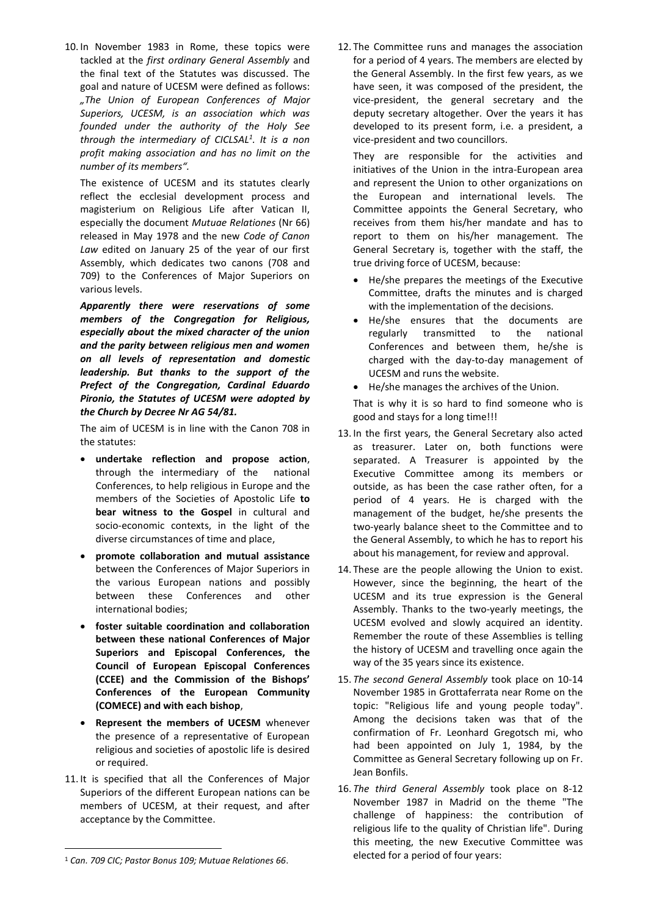10. In November 1983 in Rome, these topics were tackled at the *first ordinary General Assembly* and the final text of the Statutes was discussed. The goal and nature of UCESM were defined as follows: *„The Union of European Conferences of Major Superiors, UCESM, is an association which was founded under the authority of the Holy See through the intermediary of CICLSAL[1]. It is a non profit making association and has no limit on the number of its members".*

    The existence of UCESM and its statutes clearly reflect the ecclesial development process and magisterium on Religious Life after Vatican II, especially the document *Mutuae Relationes* (Nr 66) released in May 1978 and the new *Code of Canon Law* edited on January 25 of the year of our first Assembly, which dedicates two canons (708 and 709) to the Conferences of Major Superiors on various levels.

    ***Apparently there were reservations of some members of the Congregation for Religious, especially about the mixed character of the union and the parity between religious men and women on all levels of representation and domestic leadership. But thanks to the support of the Prefect of the Congregation, Cardinal Eduardo Pironio, the Statutes of UCESM were adopted by the Church by Decree Nr AG 54/81.***

    The aim of UCESM is in line with the Canon 708 in the statutes:

    - **undertake reflection and propose action**, through the intermediary of the national Conferences, to help religious in Europe and the members of the Societies of Apostolic Life **to bear witness to the Gospel** in cultural and socio-economic contexts, in the light of the diverse circumstances of time and place,
    - **promote collaboration and mutual assistance** between the Conferences of Major Superiors in the various European nations and possibly between these Conferences and other international bodies;
    - **foster suitable coordination and collaboration between these national Conferences of Major Superiors and Episcopal Conferences, the Council of European Episcopal Conferences (CCEE) and the Commission of the Bishops' Conferences of the European Community (COMECE) and with each bishop**,
    - **Represent the members of UCESM** whenever the presence of a representative of European religious and societies of apostolic life is desired or required.

11. It is specified that all the Conferences of Major Superiors of the different European nations can be members of UCESM, at their request, and after acceptance by the Committee.

12. The Committee runs and manages the association for a period of 4 years. The members are elected by the General Assembly. In the first few years, as we have seen, it was composed of the president, the vice-president, the general secretary and the deputy secretary altogether. Over the years it has developed to its present form, i.e. a president, a vice-president and two councillors.

    They are responsible for the activities and initiatives of the Union in the intra-European area and represent the Union to other organizations on the European and international levels. The Committee appoints the General Secretary, who receives from them his/her mandate and has to report to them on his/her management. The General Secretary is, together with the staff, the true driving force of UCESM, because:

    - He/she prepares the meetings of the Executive Committee, drafts the minutes and is charged with the implementation of the decisions.
    - He/she ensures that the documents are regularly transmitted to the national Conferences and between them, he/she is charged with the day-to-day management of UCESM and runs the website.
    - He/she manages the archives of the Union.

    That is why it is so hard to find someone who is good and stays for a long time!!!

13. In the first years, the General Secretary also acted as treasurer. Later on, both functions were separated. A Treasurer is appointed by the Executive Committee among its members or outside, as has been the case rather often, for a period of 4 years. He is charged with the management of the budget, he/she presents the two-yearly balance sheet to the Committee and to the General Assembly, to which he has to report his about his management, for review and approval.

14. These are the people allowing the Union to exist. However, since the beginning, the heart of the UCESM and its true expression is the General Assembly. Thanks to the two-yearly meetings, the UCESM evolved and slowly acquired an identity. Remember the route of these Assemblies is telling the history of UCESM and travelling once again the way of the 35 years since its existence.

15. *The second General Assembly* took place on 10-14 November 1985 in Grottaferrata near Rome on the topic: "Religious life and young people today". Among the decisions taken was that of the confirmation of Fr. Leonhard Gregotsch mi, who had been appointed on July 1, 1984, by the Committee as General Secretary following up on Fr. Jean Bonfils.

16. *The third General Assembly* took place on 8-12 November 1987 in Madrid on the theme "The challenge of happiness: the contribution of religious life to the quality of Christian life". During this meeting, the new Executive Committee was elected for a period of four years:

---

[1] *Can. 709 CIC; Pastor Bonus 109; Mutuae Relationes 66*.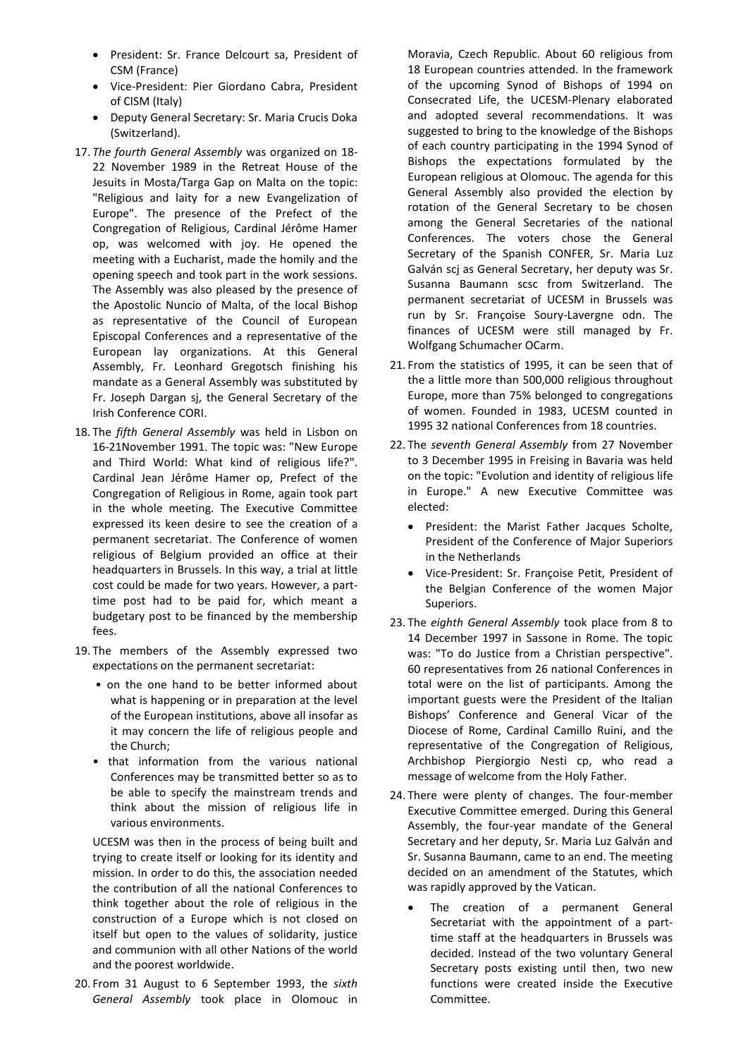- President: Sr. France Delcourt sa, President of CSM (France)
- Vice-President: Pier Giordano Cabra, President of CISM (Italy)
- Deputy General Secretary: Sr. Maria Crucis Doka (Switzerland).

17. *The fourth General Assembly* was organized on 18-22 November 1989 in the Retreat House of the Jesuits in Mosta/Targa Gap on Malta on the topic: "Religious and laity for a new Evangelization of Europe". The presence of the Prefect of the Congregation of Religious, Cardinal Jérôme Hamer op, was welcomed with joy. He opened the meeting with a Eucharist, made the homily and the opening speech and took part in the work sessions. The Assembly was also pleased by the presence of the Apostolic Nuncio of Malta, of the local Bishop as representative of the Council of European Episcopal Conferences and a representative of the European lay organizations. At this General Assembly, Fr. Leonhard Gregotsch finishing his mandate as a General Assembly was substituted by Fr. Joseph Dargan sj, the General Secretary of the Irish Conference CORI.

18. The *fifth General Assembly* was held in Lisbon on 16-21November 1991. The topic was: "New Europe and Third World: What kind of religious life?". Cardinal Jean Jérôme Hamer op, Prefect of the Congregation of Religious in Rome, again took part in the whole meeting. The Executive Committee expressed its keen desire to see the creation of a permanent secretariat. The Conference of women religious of Belgium provided an office at their headquarters in Brussels. In this way, a trial at little cost could be made for two years. However, a part-time post had to be paid for, which meant a budgetary post to be financed by the membership fees.

19. The members of the Assembly expressed two expectations on the permanent secretariat:
    - on the one hand to be better informed about what is happening or in preparation at the level of the European institutions, above all insofar as it may concern the life of religious people and the Church;
    - that information from the various national Conferences may be transmitted better so as to be able to specify the mainstream trends and think about the mission of religious life in various environments.

    UCESM was then in the process of being built and trying to create itself or looking for its identity and mission. In order to do this, the association needed the contribution of all the national Conferences to think together about the role of religious in the construction of a Europe which is not closed on itself but open to the values of solidarity, justice and communion with all other Nations of the world and the poorest worldwide.

20. From 31 August to 6 September 1993, the *sixth General Assembly* took place in Olomouc in Moravia, Czech Republic. About 60 religious from 18 European countries attended. In the framework of the upcoming Synod of Bishops of 1994 on Consecrated Life, the UCESM-Plenary elaborated and adopted several recommendations. It was suggested to bring to the knowledge of the Bishops of each country participating in the 1994 Synod of Bishops the expectations formulated by the European religious at Olomouc. The agenda for this General Assembly also provided the election by rotation of the General Secretary to be chosen among the General Secretaries of the national Conferences. The voters chose the General Secretary of the Spanish CONFER, Sr. Maria Luz Galván scj as General Secretary, her deputy was Sr. Susanna Baumann scsc from Switzerland. The permanent secretariat of UCESM in Brussels was run by Sr. Françoise Soury-Lavergne odn. The finances of UCESM were still managed by Fr. Wolfgang Schumacher OCarm.

21. From the statistics of 1995, it can be seen that of the a little more than 500,000 religious throughout Europe, more than 75% belonged to congregations of women. Founded in 1983, UCESM counted in 1995 32 national Conferences from 18 countries.

22. The *seventh General Assembly* from 27 November to 3 December 1995 in Freising in Bavaria was held on the topic: "Evolution and identity of religious life in Europe." A new Executive Committee was elected:
    - President: the Marist Father Jacques Scholte, President of the Conference of Major Superiors in the Netherlands
    - Vice-President: Sr. Françoise Petit, President of the Belgian Conference of the women Major Superiors.

23. The *eighth General Assembly* took place from 8 to 14 December 1997 in Sassone in Rome. The topic was: "To do Justice from a Christian perspective". 60 representatives from 26 national Conferences in total were on the list of participants. Among the important guests were the President of the Italian Bishops' Conference and General Vicar of the Diocese of Rome, Cardinal Camillo Ruini, and the representative of the Congregation of Religious, Archbishop Piergiorgio Nesti cp, who read a message of welcome from the Holy Father.

24. There were plenty of changes. The four-member Executive Committee emerged. During this General Assembly, the four-year mandate of the General Secretary and her deputy, Sr. Maria Luz Galván and Sr. Susanna Baumann, came to an end. The meeting decided on an amendment of the Statutes, which was rapidly approved by the Vatican.
    - The creation of a permanent General Secretariat with the appointment of a part-time staff at the headquarters in Brussels was decided. Instead of the two voluntary General Secretary posts existing until then, two new functions were created inside the Executive Committee.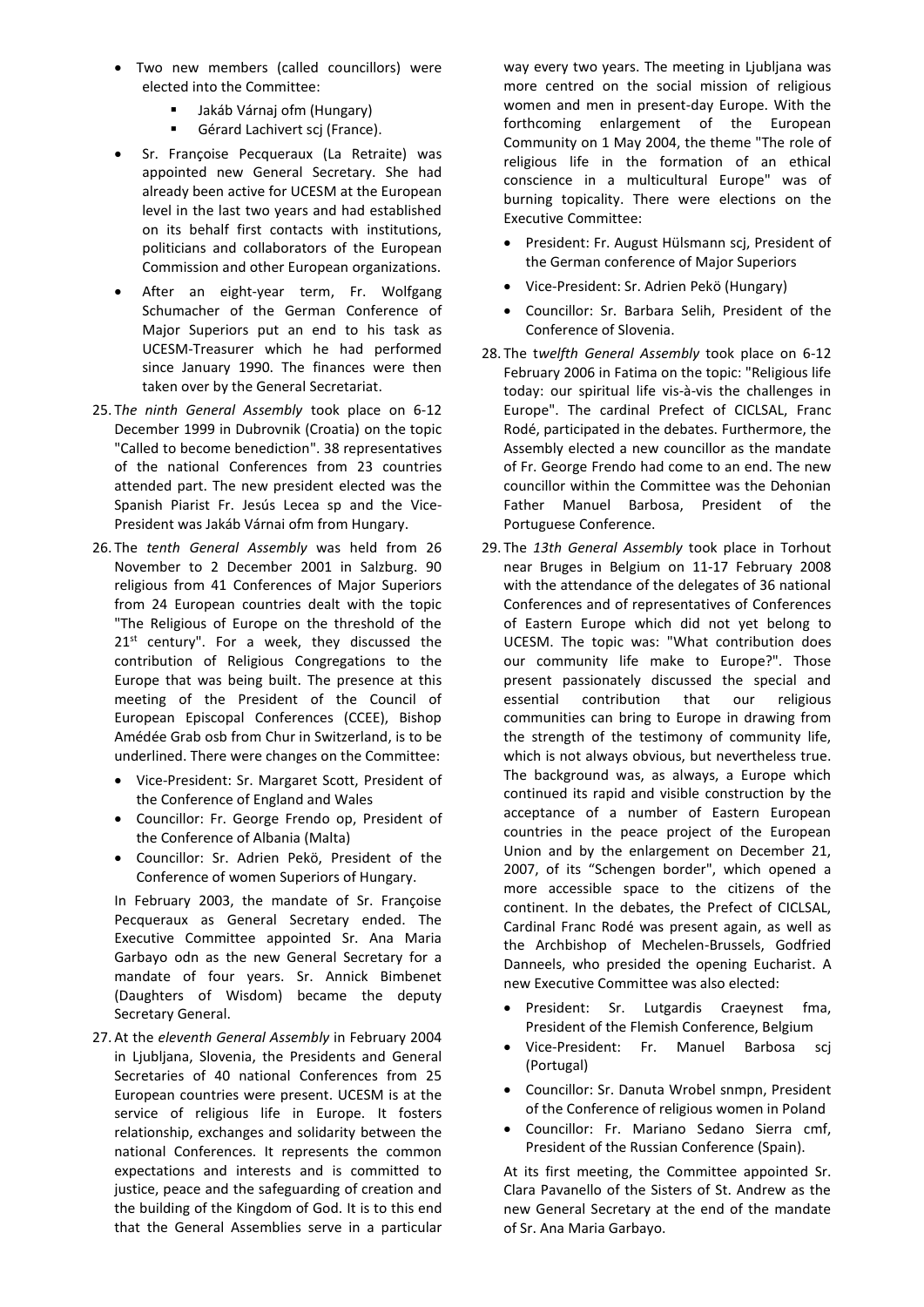- Two new members (called councillors) were elected into the Committee:
  - Jakáb Várnaj ofm (Hungary)
  - Gérard Lachivert scj (France).
- Sr. Françoise Pecqueraux (La Retraite) was appointed new General Secretary. She had already been active for UCESM at the European level in the last two years and had established on its behalf first contacts with institutions, politicians and collaborators of the European Commission and other European organizations.
- After an eight-year term, Fr. Wolfgang Schumacher of the German Conference of Major Superiors put an end to his task as UCESM-Treasurer which he had performed since January 1990. The finances were then taken over by the General Secretariat.

25. T*he ninth General Assembly* took place on 6-12 December 1999 in Dubrovnik (Croatia) on the topic "Called to become benediction". 38 representatives of the national Conferences from 23 countries attended part. The new president elected was the Spanish Piarist Fr. Jesús Lecea sp and the Vice-President was Jakáb Várnai ofm from Hungary.

26. The *tenth General Assembly* was held from 26 November to 2 December 2001 in Salzburg. 90 religious from 41 Conferences of Major Superiors from 24 European countries dealt with the topic "The Religious of Europe on the threshold of the 21st century". For a week, they discussed the contribution of Religious Congregations to the Europe that was being built. The presence at this meeting of the President of the Council of European Episcopal Conferences (CCEE), Bishop Amédée Grab osb from Chur in Switzerland, is to be underlined. There were changes on the Committee:

    - Vice-President: Sr. Margaret Scott, President of the Conference of England and Wales
    - Councillor: Fr. George Frendo op, President of the Conference of Albania (Malta)
    - Councillor: Sr. Adrien Pekö, President of the Conference of women Superiors of Hungary.

    In February 2003, the mandate of Sr. Françoise Pecqueraux as General Secretary ended. The Executive Committee appointed Sr. Ana Maria Garbayo odn as the new General Secretary for a mandate of four years. Sr. Annick Bimbenet (Daughters of Wisdom) became the deputy Secretary General.

27. At the *eleventh General Assembly* in February 2004 in Ljubljana, Slovenia, the Presidents and General Secretaries of 40 national Conferences from 25 European countries were present. UCESM is at the service of religious life in Europe. It fosters relationship, exchanges and solidarity between the national Conferences. It represents the common expectations and interests and is committed to justice, peace and the safeguarding of creation and the building of the Kingdom of God. It is to this end that the General Assemblies serve in a particular way every two years. The meeting in Ljubljana was more centred on the social mission of religious women and men in present-day Europe. With the forthcoming enlargement of the European Community on 1 May 2004, the theme "The role of religious life in the formation of an ethical conscience in a multicultural Europe" was of burning topicality. There were elections on the Executive Committee:

    - President: Fr. August Hülsmann scj, President of the German conference of Major Superiors
    - Vice-President: Sr. Adrien Pekö (Hungary)
    - Councillor: Sr. Barbara Selih, President of the Conference of Slovenia.

28. The t*welfth General Assembly* took place on 6-12 February 2006 in Fatima on the topic: "Religious life today: our spiritual life vis-à-vis the challenges in Europe". The cardinal Prefect of CICLSAL, Franc Rodé, participated in the debates. Furthermore, the Assembly elected a new councillor as the mandate of Fr. George Frendo had come to an end. The new councillor within the Committee was the Dehonian Father Manuel Barbosa, President of the Portuguese Conference.

29. The *13th General Assembly* took place in Torhout near Bruges in Belgium on 11-17 February 2008 with the attendance of the delegates of 36 national Conferences and of representatives of Conferences of Eastern Europe which did not yet belong to UCESM. The topic was: "What contribution does our community life make to Europe?". Those present passionately discussed the special and essential contribution that our religious communities can bring to Europe in drawing from the strength of the testimony of community life, which is not always obvious, but nevertheless true. The background was, as always, a Europe which continued its rapid and visible construction by the acceptance of a number of Eastern European countries in the peace project of the European Union and by the enlargement on December 21, 2007, of its "Schengen border", which opened a more accessible space to the citizens of the continent. In the debates, the Prefect of CICLSAL, Cardinal Franc Rodé was present again, as well as the Archbishop of Mechelen-Brussels, Godfried Danneels, who presided the opening Eucharist. A new Executive Committee was also elected:

    - President: Sr. Lutgardis Craeynest fma, President of the Flemish Conference, Belgium
    - Vice-President: Fr. Manuel Barbosa scj (Portugal)
    - Councillor: Sr. Danuta Wrobel snmpn, President of the Conference of religious women in Poland
    - Councillor: Fr. Mariano Sedano Sierra cmf, President of the Russian Conference (Spain).

    At its first meeting, the Committee appointed Sr. Clara Pavanello of the Sisters of St. Andrew as the new General Secretary at the end of the mandate of Sr. Ana Maria Garbayo.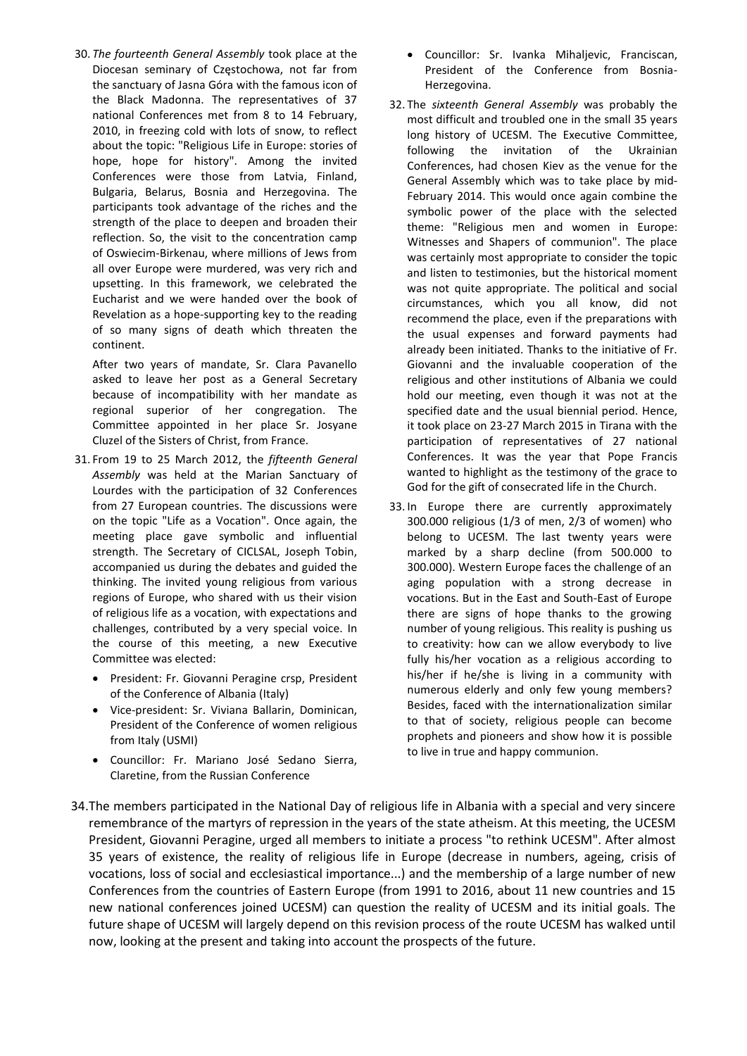30. *The fourteenth General Assembly* took place at the Diocesan seminary of Częstochowa, not far from the sanctuary of Jasna Góra with the famous icon of the Black Madonna. The representatives of 37 national Conferences met from 8 to 14 February, 2010, in freezing cold with lots of snow, to reflect about the topic: "Religious Life in Europe: stories of hope, hope for history". Among the invited Conferences were those from Latvia, Finland, Bulgaria, Belarus, Bosnia and Herzegovina. The participants took advantage of the riches and the strength of the place to deepen and broaden their reflection. So, the visit to the concentration camp of Oswiecim-Birkenau, where millions of Jews from all over Europe were murdered, was very rich and upsetting. In this framework, we celebrated the Eucharist and we were handed over the book of Revelation as a hope-supporting key to the reading of so many signs of death which threaten the continent.

    After two years of mandate, Sr. Clara Pavanello asked to leave her post as a General Secretary because of incompatibility with her mandate as regional superior of her congregation. The Committee appointed in her place Sr. Josyane Cluzel of the Sisters of Christ, from France.

31. From 19 to 25 March 2012, the *fifteenth General Assembly* was held at the Marian Sanctuary of Lourdes with the participation of 32 Conferences from 27 European countries. The discussions were on the topic "Life as a Vocation". Once again, the meeting place gave symbolic and influential strength. The Secretary of CICLSAL, Joseph Tobin, accompanied us during the debates and guided the thinking. The invited young religious from various regions of Europe, who shared with us their vision of religious life as a vocation, with expectations and challenges, contributed by a very special voice. In the course of this meeting, a new Executive Committee was elected:

    - President: Fr. Giovanni Peragine crsp, President of the Conference of Albania (Italy)
    - Vice-president: Sr. Viviana Ballarin, Dominican, President of the Conference of women religious from Italy (USMI)
    - Councillor: Fr. Mariano José Sedano Sierra, Claretine, from the Russian Conference
    - Councillor: Sr. Ivanka Mihaljevic, Franciscan, President of the Conference from Bosnia-Herzegovina.

32. The *sixteenth General Assembly* was probably the most difficult and troubled one in the small 35 years long history of UCESM. The Executive Committee, following the invitation of the Ukrainian Conferences, had chosen Kiev as the venue for the General Assembly which was to take place by mid-February 2014. This would once again combine the symbolic power of the place with the selected theme: "Religious men and women in Europe: Witnesses and Shapers of communion". The place was certainly most appropriate to consider the topic and listen to testimonies, but the historical moment was not quite appropriate. The political and social circumstances, which you all know, did not recommend the place, even if the preparations with the usual expenses and forward payments had already been initiated. Thanks to the initiative of Fr. Giovanni and the invaluable cooperation of the religious and other institutions of Albania we could hold our meeting, even though it was not at the specified date and the usual biennial period. Hence, it took place on 23-27 March 2015 in Tirana with the participation of representatives of 27 national Conferences. It was the year that Pope Francis wanted to highlight as the testimony of the grace to God for the gift of consecrated life in the Church.

33. In Europe there are currently approximately 300.000 religious (1/3 of men, 2/3 of women) who belong to UCESM. The last twenty years were marked by a sharp decline (from 500.000 to 300.000). Western Europe faces the challenge of an aging population with a strong decrease in vocations. But in the East and South-East of Europe there are signs of hope thanks to the growing number of young religious. This reality is pushing us to creativity: how can we allow everybody to live fully his/her vocation as a religious according to his/her if he/she is living in a community with numerous elderly and only few young members? Besides, faced with the internationalization similar to that of society, religious people can become prophets and pioneers and show how it is possible to live in true and happy communion.

34. The members participated in the National Day of religious life in Albania with a special and very sincere remembrance of the martyrs of repression in the years of the state atheism. At this meeting, the UCESM President, Giovanni Peragine, urged all members to initiate a process "to rethink UCESM". After almost 35 years of existence, the reality of religious life in Europe (decrease in numbers, ageing, crisis of vocations, loss of social and ecclesiastical importance...) and the membership of a large number of new Conferences from the countries of Eastern Europe (from 1991 to 2016, about 11 new countries and 15 new national conferences joined UCESM) can question the reality of UCESM and its initial goals. The future shape of UCESM will largely depend on this revision process of the route UCESM has walked until now, looking at the present and taking into account the prospects of the future.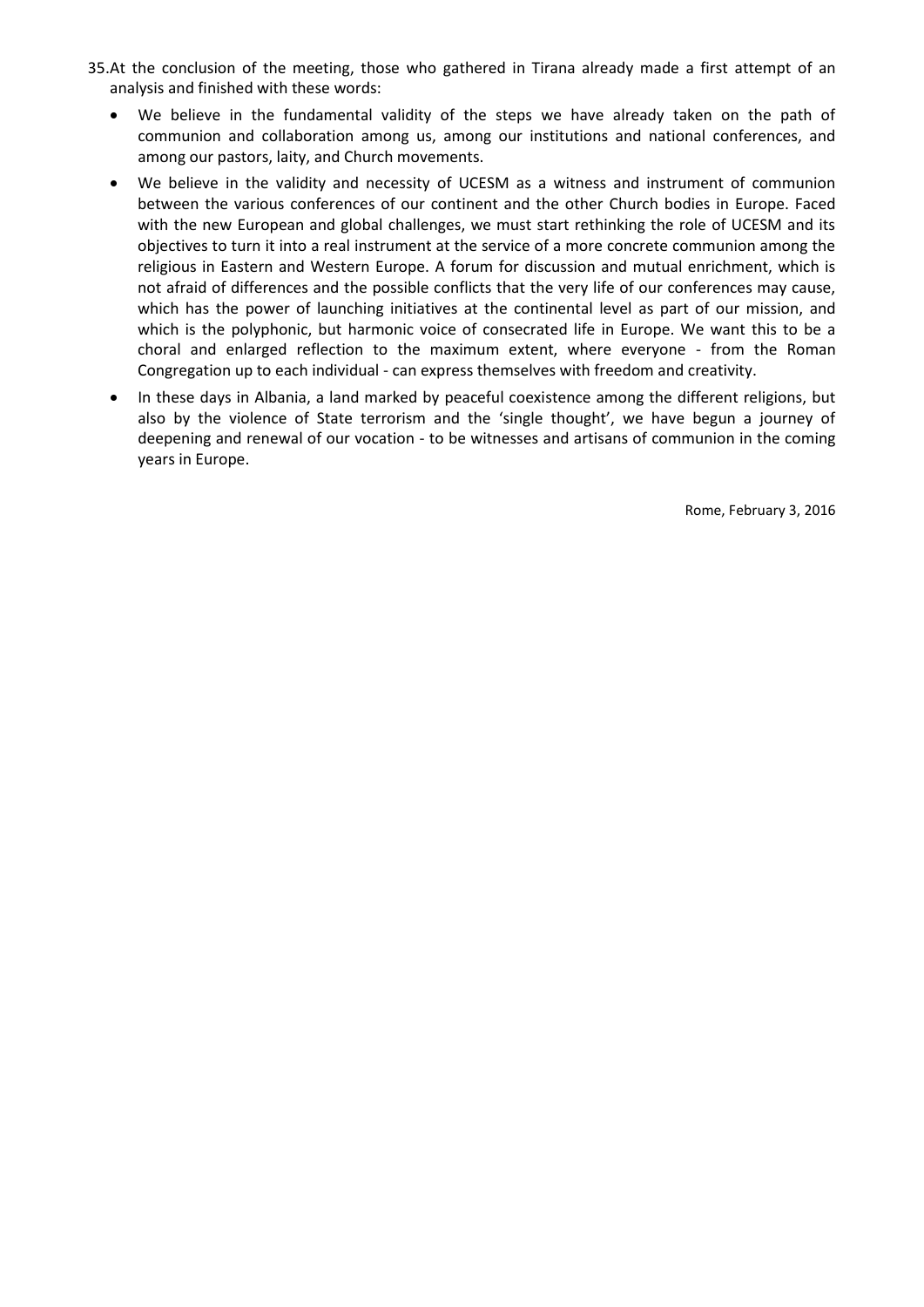35. At the conclusion of the meeting, those who gathered in Tirana already made a first attempt of an analysis and finished with these words:

- We believe in the fundamental validity of the steps we have already taken on the path of communion and collaboration among us, among our institutions and national conferences, and among our pastors, laity, and Church movements.
- We believe in the validity and necessity of UCESM as a witness and instrument of communion between the various conferences of our continent and the other Church bodies in Europe. Faced with the new European and global challenges, we must start rethinking the role of UCESM and its objectives to turn it into a real instrument at the service of a more concrete communion among the religious in Eastern and Western Europe. A forum for discussion and mutual enrichment, which is not afraid of differences and the possible conflicts that the very life of our conferences may cause, which has the power of launching initiatives at the continental level as part of our mission, and which is the polyphonic, but harmonic voice of consecrated life in Europe. We want this to be a choral and enlarged reflection to the maximum extent, where everyone - from the Roman Congregation up to each individual - can express themselves with freedom and creativity.
- In these days in Albania, a land marked by peaceful coexistence among the different religions, but also by the violence of State terrorism and the 'single thought', we have begun a journey of deepening and renewal of our vocation - to be witnesses and artisans of communion in the coming years in Europe.

Rome, February 3, 2016